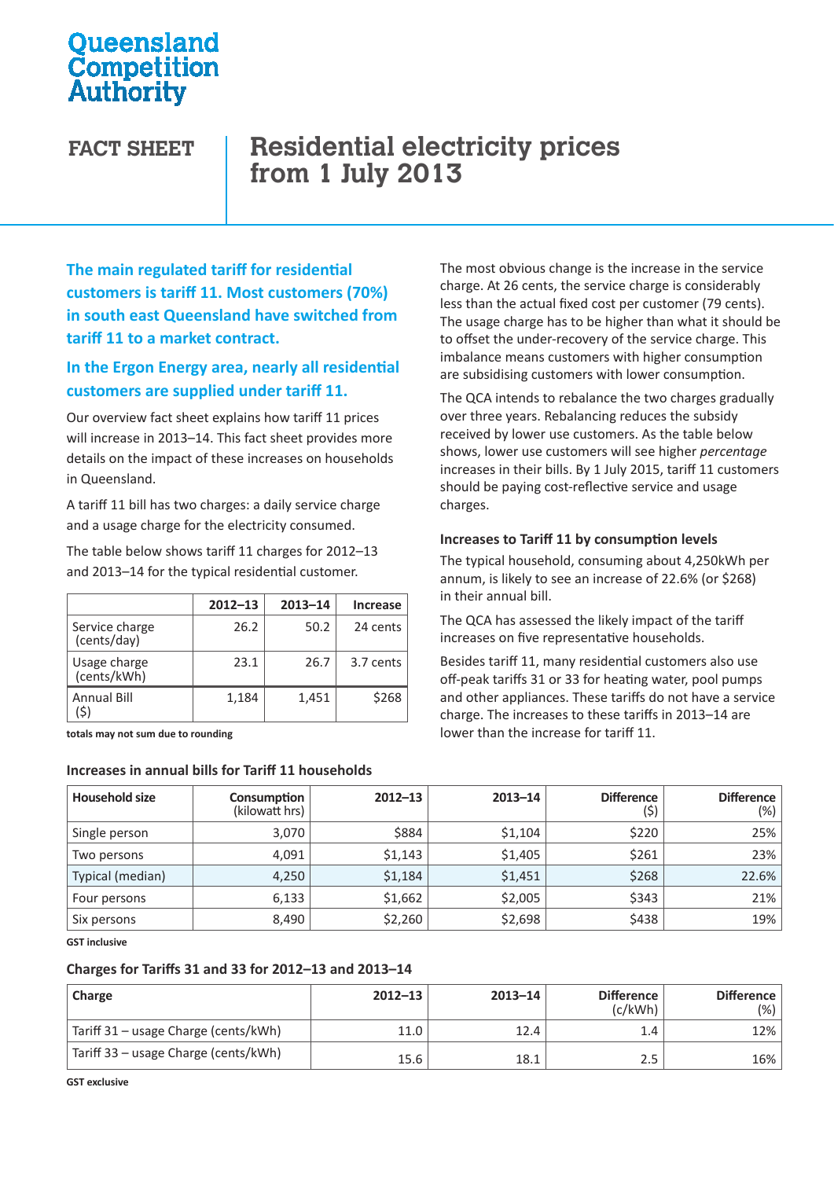Queensland Competition Authority

# FACT SHEET

# Residential electricity prices from 1 July 2013

**The main regulated tariff for residential customers is tariff 11. Most customers (70%) in south east Queensland have switched from tariff 11 to a market contract.**

**In the Ergon Energy area, nearly all residential customers are supplied under tariff 11.**

Our overview fact sheet explains how tariff 11 prices will increase in 2013–14. This fact sheet provides more details on the impact of these increases on households in Queensland.

A tariff 11 bill has two charges: a daily service charge and a usage charge for the electricity consumed.

The table below shows tariff 11 charges for 2012–13 and 2013–14 for the typical residential customer.

| | 2012–13 | 2013–14 | Increase |
|---|---|---|---|
| Service charge (cents/day) | 26.2 | 50.2 | 24 cents |
| Usage charge (cents/kWh) | 23.1 | 26.7 | 3.7 cents |
| Annual Bill ($) | 1,184 | 1,451 | $268 |

**totals may not sum due to rounding**

The most obvious change is the increase in the service charge. At 26 cents, the service charge is considerably less than the actual fixed cost per customer (79 cents). The usage charge has to be higher than what it should be to offset the under-recovery of the service charge. This imbalance means customers with higher consumption are subsidising customers with lower consumption.

The QCA intends to rebalance the two charges gradually over three years. Rebalancing reduces the subsidy received by lower use customers. As the table below shows, lower use customers will see higher *percentage* increases in their bills. By 1 July 2015, tariff 11 customers should be paying cost-reflective service and usage charges.

### Increases to Tariff 11 by consumption levels

The typical household, consuming about 4,250kWh per annum, is likely to see an increase of 22.6% (or $268) in their annual bill.

The QCA has assessed the likely impact of the tariff increases on five representative households.

Besides tariff 11, many residential customers also use off-peak tariffs 31 or 33 for heating water, pool pumps and other appliances. These tariffs do not have a service charge. The increases to these tariffs in 2013–14 are lower than the increase for tariff 11.

### Increases in annual bills for Tariff 11 households

| Household size | Consumption (kilowatt hrs) | 2012–13 | 2013–14 | Difference ($) | Difference (%) |
|---|---|---|---|---|---|
| Single person | 3,070 | $884 | $1,104 | $220 | 25% |
| Two persons | 4,091 | $1,143 | $1,405 | $261 | 23% |
| Typical (median) | 4,250 | $1,184 | $1,451 | $268 | 22.6% |
| Four persons | 6,133 | $1,662 | $2,005 | $343 | 21% |
| Six persons | 8,490 | $2,260 | $2,698 | $438 | 19% |

**GST inclusive**

### Charges for Tariffs 31 and 33 for 2012–13 and 2013–14

| Charge | 2012–13 | 2013–14 | Difference (c/kWh) | Difference (%) |
|---|---|---|---|---|
| Tariff 31 – usage Charge (cents/kWh) | 11.0 | 12.4 | 1.4 | 12% |
| Tariff 33 – usage Charge (cents/kWh) | 15.6 | 18.1 | 2.5 | 16% |

**GST exclusive**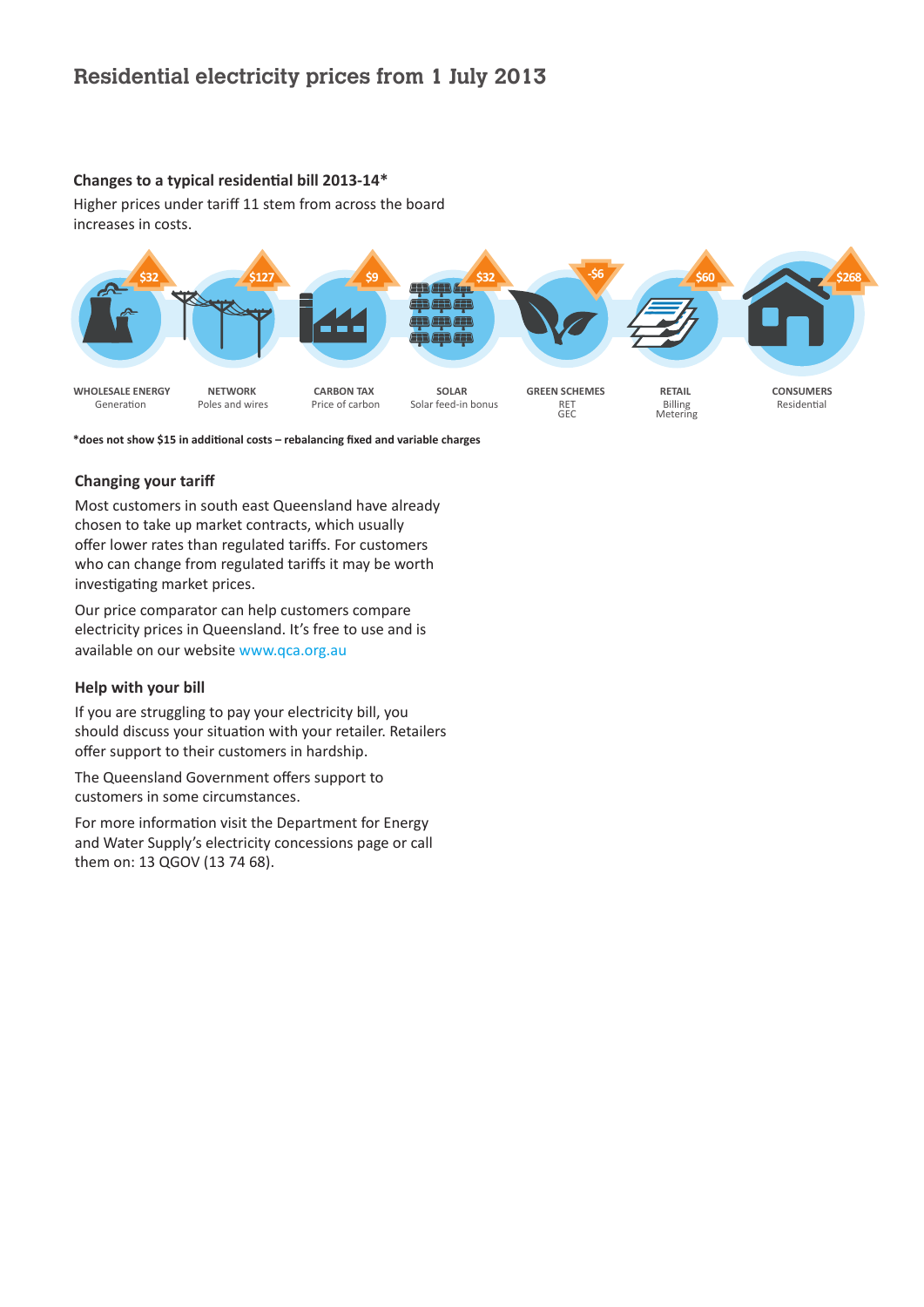# Residential electricity prices from 1 July 2013

### Changes to a typical residential bill 2013-14*

Higher prices under tariff 11 stem from across the board increases in costs.

$32 WHOLESALE ENERGY Generation

$127 NETWORK Poles and wires

$9 CARBON TAX Price of carbon

$32 SOLAR Solar feed-in bonus

-$6 GREEN SCHEMES RET GEC

$60 RETAIL Billing Metering

$268 CONSUMERS Residential

**\*does not show $15 in additional costs – rebalancing fixed and variable charges**

### Changing your tariff

Most customers in south east Queensland have already chosen to take up market contracts, which usually offer lower rates than regulated tariffs. For customers who can change from regulated tariffs it may be worth investigating market prices.

Our price comparator can help customers compare electricity prices in Queensland. It's free to use and is available on our website www.qca.org.au

### Help with your bill

If you are struggling to pay your electricity bill, you should discuss your situation with your retailer. Retailers offer support to their customers in hardship.

The Queensland Government offers support to customers in some circumstances.

For more information visit the Department for Energy and Water Supply's electricity concessions page or call them on: 13 QGOV (13 74 68).